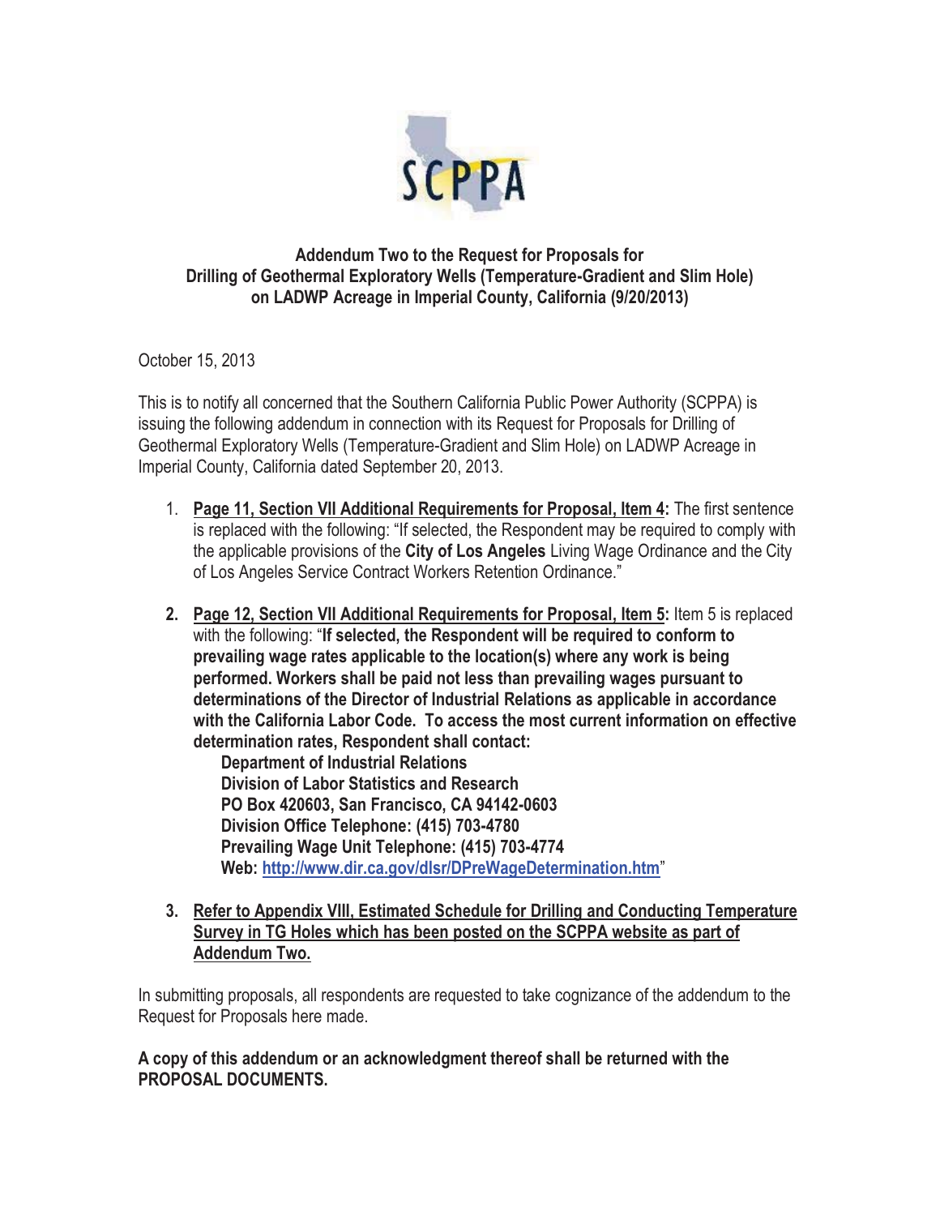SCPPA

**Addendum Two to the Request for Proposals for Drilling of Geothermal Exploratory Wells (Temperature-Gradient and Slim Hole) on LADWP Acreage in Imperial County, California (9/20/2013)**

October 15, 2013

This is to notify all concerned that the Southern California Public Power Authority (SCPPA) is issuing the following addendum in connection with its Request for Proposals for Drilling of Geothermal Exploratory Wells (Temperature-Gradient and Slim Hole) on LADWP Acreage in Imperial County, California dated September 20, 2013.

1. **Page 11, Section VII Additional Requirements for Proposal, Item 4:** The first sentence is replaced with the following: "If selected, the Respondent may be required to comply with the applicable provisions of the **City of Los Angeles** Living Wage Ordinance and the City of Los Angeles Service Contract Workers Retention Ordinance."

2. **Page 12, Section VII Additional Requirements for Proposal, Item 5:** Item 5 is replaced with the following: "**If selected, the Respondent will be required to conform to prevailing wage rates applicable to the location(s) where any work is being performed. Workers shall be paid not less than prevailing wages pursuant to determinations of the Director of Industrial Relations as applicable in accordance with the California Labor Code. To access the most current information on effective determination rates, Respondent shall contact:**

   **Department of Industrial Relations**
   **Division of Labor Statistics and Research**
   **PO Box 420603, San Francisco, CA 94142-0603**
   **Division Office Telephone: (415) 703-4780**
   **Prevailing Wage Unit Telephone: (415) 703-4774**
   **Web: http://www.dir.ca.gov/dlsr/DPreWageDetermination.htm**"

3. **Refer to Appendix VIII, Estimated Schedule for Drilling and Conducting Temperature Survey in TG Holes which has been posted on the SCPPA website as part of Addendum Two.**

In submitting proposals, all respondents are requested to take cognizance of the addendum to the Request for Proposals here made.

**A copy of this addendum or an acknowledgment thereof shall be returned with the PROPOSAL DOCUMENTS.**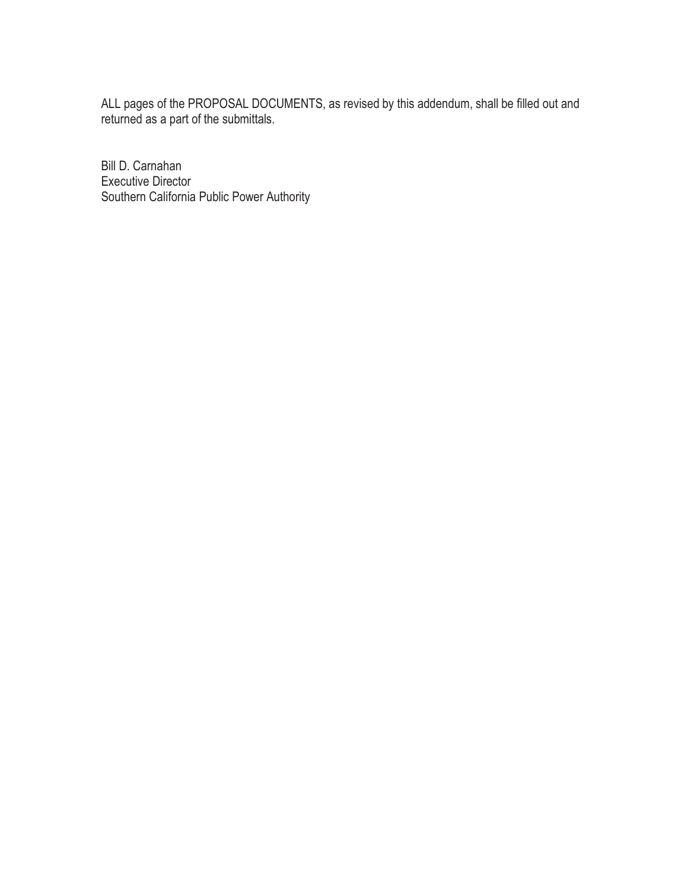ALL pages of the PROPOSAL DOCUMENTS, as revised by this addendum, shall be filled out and returned as a part of the submittals.

Bill D. Carnahan
Executive Director
Southern California Public Power Authority